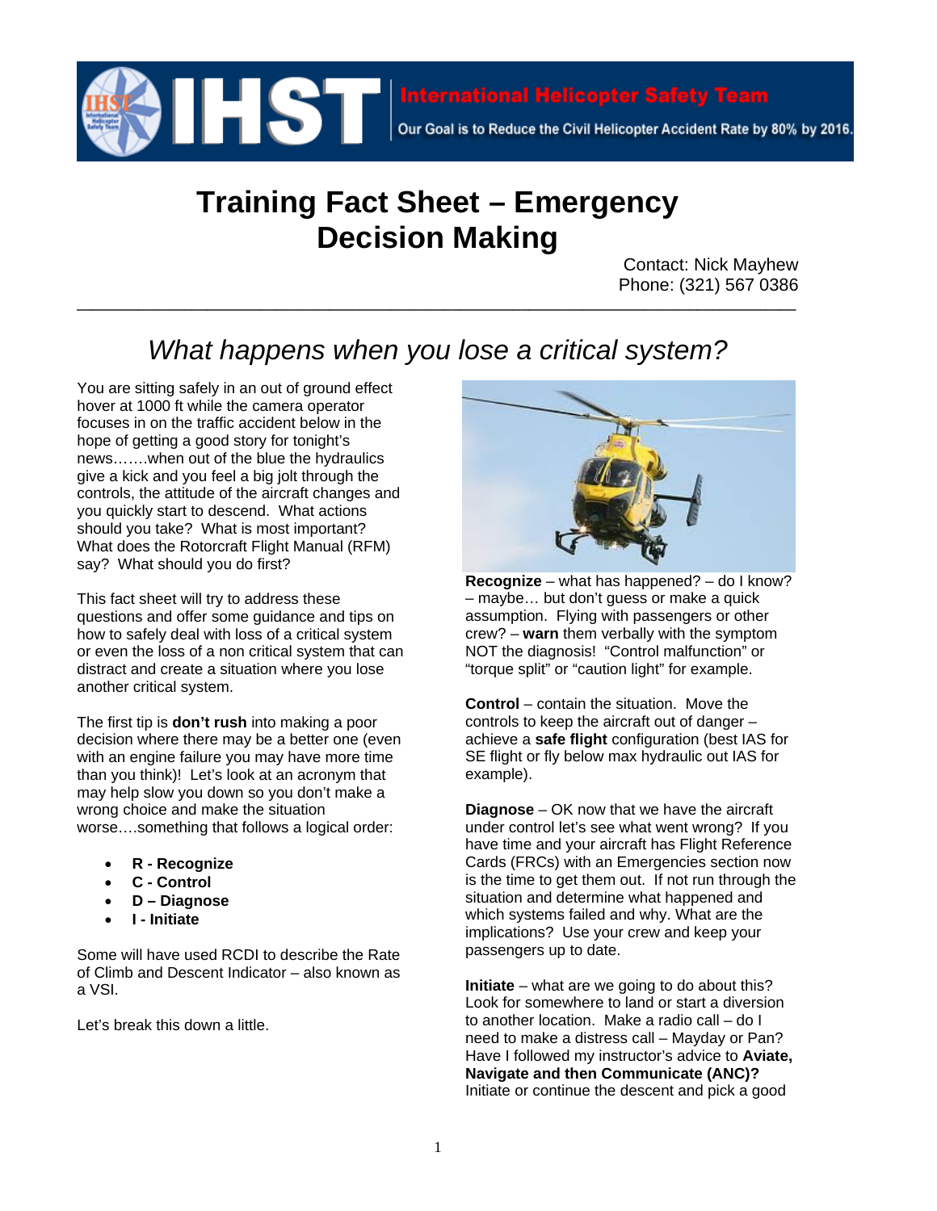International Helicopter Safety Team

Our Goal is to Reduce the Civil Helicopter Accident Rate by 80% by 2016.

# Training Fact Sheet – Emergency Decision Making

Contact: Nick Mayhew
Phone: (321) 567 0386

## *What happens when you lose a critical system?*

You are sitting safely in an out of ground effect hover at 1000 ft while the camera operator focuses in on the traffic accident below in the hope of getting a good story for tonight's news…….when out of the blue the hydraulics give a kick and you feel a big jolt through the controls, the attitude of the aircraft changes and you quickly start to descend. What actions should you take? What is most important? What does the Rotorcraft Flight Manual (RFM) say? What should you do first?

This fact sheet will try to address these questions and offer some guidance and tips on how to safely deal with loss of a critical system or even the loss of a non critical system that can distract and create a situation where you lose another critical system.

The first tip is **don't rush** into making a poor decision where there may be a better one (even with an engine failure you may have more time than you think)! Let's look at an acronym that may help slow you down so you don't make a wrong choice and make the situation worse….something that follows a logical order:

- **R - Recognize**
- **C - Control**
- **D – Diagnose**
- **I - Initiate**

Some will have used RCDI to describe the Rate of Climb and Descent Indicator – also known as a VSI.

Let's break this down a little.

**Recognize** – what has happened? – do I know? – maybe… but don't guess or make a quick assumption. Flying with passengers or other crew? – **warn** them verbally with the symptom NOT the diagnosis! "Control malfunction" or "torque split" or "caution light" for example.

**Control** – contain the situation. Move the controls to keep the aircraft out of danger – achieve a **safe flight** configuration (best IAS for SE flight or fly below max hydraulic out IAS for example).

**Diagnose** – OK now that we have the aircraft under control let's see what went wrong? If you have time and your aircraft has Flight Reference Cards (FRCs) with an Emergencies section now is the time to get them out. If not run through the situation and determine what happened and which systems failed and why. What are the implications? Use your crew and keep your passengers up to date.

**Initiate** – what are we going to do about this? Look for somewhere to land or start a diversion to another location. Make a radio call – do I need to make a distress call – Mayday or Pan? Have I followed my instructor's advice to **Aviate, Navigate and then Communicate (ANC)?** Initiate or continue the descent and pick a good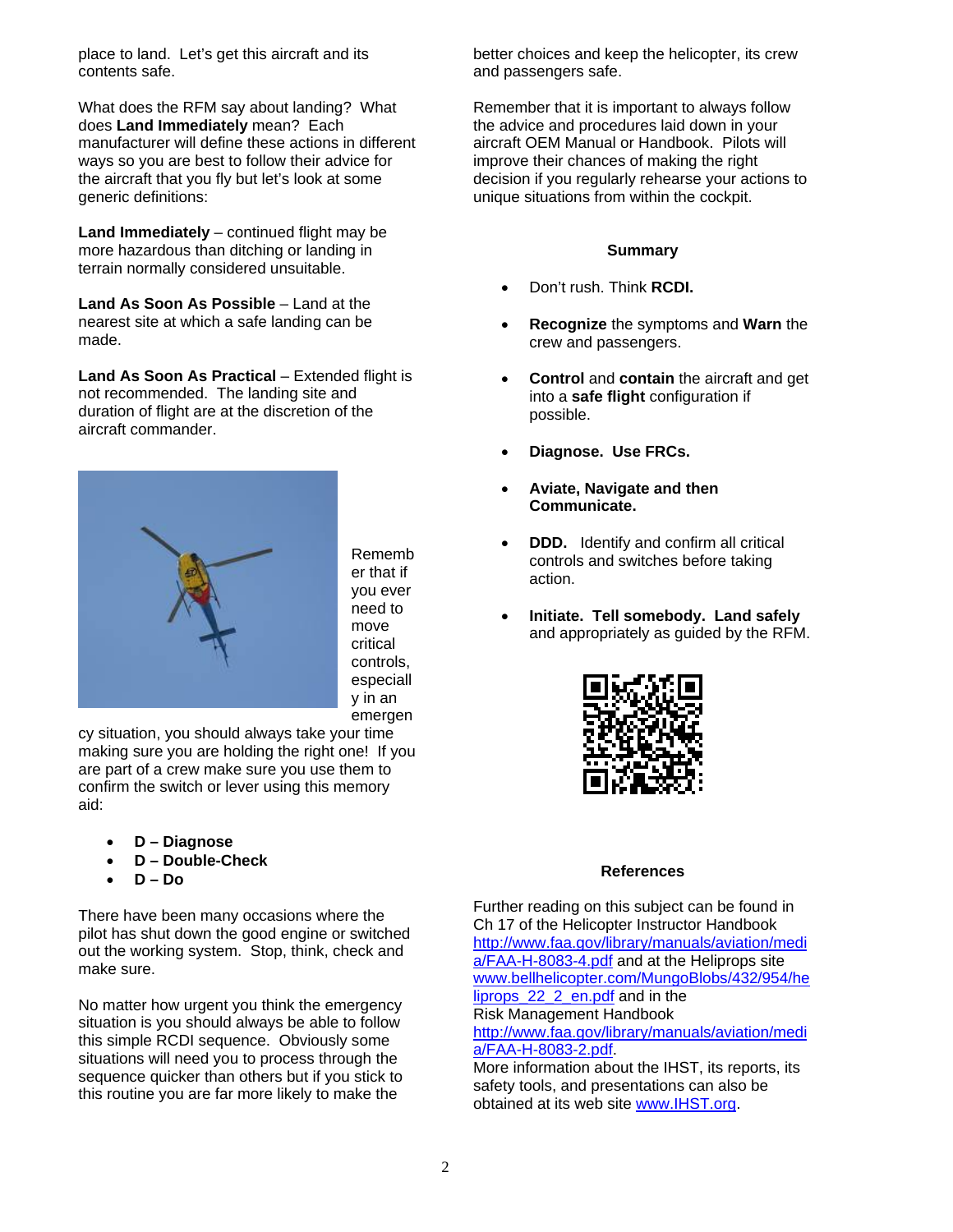place to land. Let's get this aircraft and its contents safe.

What does the RFM say about landing? What does **Land Immediately** mean? Each manufacturer will define these actions in different ways so you are best to follow their advice for the aircraft that you fly but let's look at some generic definitions:

**Land Immediately** – continued flight may be more hazardous than ditching or landing in terrain normally considered unsuitable.

**Land As Soon As Possible** – Land at the nearest site at which a safe landing can be made.

**Land As Soon As Practical** – Extended flight is not recommended. The landing site and duration of flight are at the discretion of the aircraft commander.

Remember that if you ever need to move critical controls, especially in an emergency situation, you should always take your time making sure you are holding the right one! If you are part of a crew make sure you use them to confirm the switch or lever using this memory aid:

- **D – Diagnose**
- **D – Double-Check**
- **D – Do**

There have been many occasions where the pilot has shut down the good engine or switched out the working system. Stop, think, check and make sure.

No matter how urgent you think the emergency situation is you should always be able to follow this simple RCDI sequence. Obviously some situations will need you to process through the sequence quicker than others but if you stick to this routine you are far more likely to make the better choices and keep the helicopter, its crew and passengers safe.

Remember that it is important to always follow the advice and procedures laid down in your aircraft OEM Manual or Handbook. Pilots will improve their chances of making the right decision if you regularly rehearse your actions to unique situations from within the cockpit.

**Summary**

- Don't rush. Think **RCDI.**
- **Recognize** the symptoms and **Warn** the crew and passengers.
- **Control** and **contain** the aircraft and get into a **safe flight** configuration if possible.
- **Diagnose. Use FRCs.**
- **Aviate, Navigate and then Communicate.**
- **DDD.** Identify and confirm all critical controls and switches before taking action.
- **Initiate. Tell somebody. Land safely** and appropriately as guided by the RFM.

**References**

Further reading on this subject can be found in Ch 17 of the Helicopter Instructor Handbook http://www.faa.gov/library/manuals/aviation/media/FAA-H-8083-4.pdf and at the Heliprops site www.bellhelicopter.com/MungoBlobs/432/954/heliprops_22_2_en.pdf and in the Risk Management Handbook http://www.faa.gov/library/manuals/aviation/media/FAA-H-8083-2.pdf.
More information about the IHST, its reports, its safety tools, and presentations can also be obtained at its web site www.IHST.org.